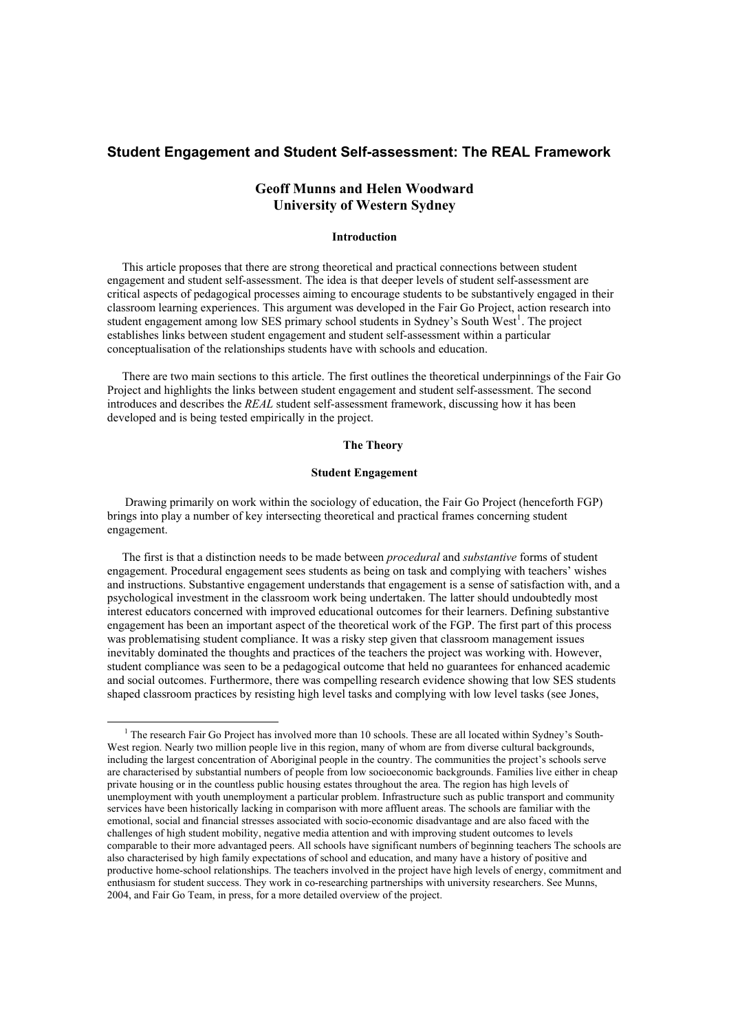# Student Engagement and Student Self-assessment: The REAL Framework

**Geoff Munns and Helen Woodward**
**University of Western Sydney**

### Introduction

This article proposes that there are strong theoretical and practical connections between student engagement and student self-assessment. The idea is that deeper levels of student self-assessment are critical aspects of pedagogical processes aiming to encourage students to be substantively engaged in their classroom learning experiences. This argument was developed in the Fair Go Project, action research into student engagement among low SES primary school students in Sydney's South West[1]. The project establishes links between student engagement and student self-assessment within a particular conceptualisation of the relationships students have with schools and education.

There are two main sections to this article. The first outlines the theoretical underpinnings of the Fair Go Project and highlights the links between student engagement and student self-assessment. The second introduces and describes the *REAL* student self-assessment framework, discussing how it has been developed and is being tested empirically in the project.

## The Theory

### Student Engagement

Drawing primarily on work within the sociology of education, the Fair Go Project (henceforth FGP) brings into play a number of key intersecting theoretical and practical frames concerning student engagement.

The first is that a distinction needs to be made between *procedural* and *substantive* forms of student engagement. Procedural engagement sees students as being on task and complying with teachers' wishes and instructions. Substantive engagement understands that engagement is a sense of satisfaction with, and a psychological investment in the classroom work being undertaken. The latter should undoubtedly most interest educators concerned with improved educational outcomes for their learners. Defining substantive engagement has been an important aspect of the theoretical work of the FGP. The first part of this process was problematising student compliance. It was a risky step given that classroom management issues inevitably dominated the thoughts and practices of the teachers the project was working with. However, student compliance was seen to be a pedagogical outcome that held no guarantees for enhanced academic and social outcomes. Furthermore, there was compelling research evidence showing that low SES students shaped classroom practices by resisting high level tasks and complying with low level tasks (see Jones,

---

[1] The research Fair Go Project has involved more than 10 schools. These are all located within Sydney's South-West region. Nearly two million people live in this region, many of whom are from diverse cultural backgrounds, including the largest concentration of Aboriginal people in the country. The communities the project's schools serve are characterised by substantial numbers of people from low socioeconomic backgrounds. Families live either in cheap private housing or in the countless public housing estates throughout the area. The region has high levels of unemployment with youth unemployment a particular problem. Infrastructure such as public transport and community services have been historically lacking in comparison with more affluent areas. The schools are familiar with the emotional, social and financial stresses associated with socio-economic disadvantage and are also faced with the challenges of high student mobility, negative media attention and with improving student outcomes to levels comparable to their more advantaged peers. All schools have significant numbers of beginning teachers The schools are also characterised by high family expectations of school and education, and many have a history of positive and productive home-school relationships. The teachers involved in the project have high levels of energy, commitment and enthusiasm for student success. They work in co-researching partnerships with university researchers. See Munns, 2004, and Fair Go Team, in press, for a more detailed overview of the project.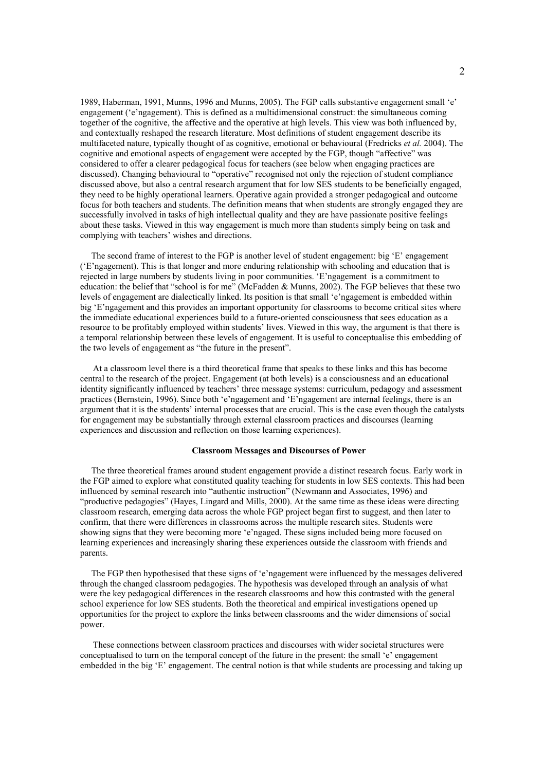1989, Haberman, 1991, Munns, 1996 and Munns, 2005). The FGP calls substantive engagement small 'e' engagement ('e'ngagement). This is defined as a multidimensional construct: the simultaneous coming together of the cognitive, the affective and the operative at high levels. This view was both influenced by, and contextually reshaped the research literature. Most definitions of student engagement describe its multifaceted nature, typically thought of as cognitive, emotional or behavioural (Fredricks *et al.* 2004). The cognitive and emotional aspects of engagement were accepted by the FGP, though "affective" was considered to offer a clearer pedagogical focus for teachers (see below when engaging practices are discussed). Changing behavioural to "operative" recognised not only the rejection of student compliance discussed above, but also a central research argument that for low SES students to be beneficially engaged, they need to be highly operational learners. Operative again provided a stronger pedagogical and outcome focus for both teachers and students. The definition means that when students are strongly engaged they are successfully involved in tasks of high intellectual quality and they are have passionate positive feelings about these tasks. Viewed in this way engagement is much more than students simply being on task and complying with teachers' wishes and directions.

The second frame of interest to the FGP is another level of student engagement: big 'E' engagement ('E'ngagement). This is that longer and more enduring relationship with schooling and education that is rejected in large numbers by students living in poor communities. 'E'ngagement is a commitment to education: the belief that "school is for me" (McFadden & Munns, 2002). The FGP believes that these two levels of engagement are dialectically linked. Its position is that small 'e'ngagement is embedded within big 'E'ngagement and this provides an important opportunity for classrooms to become critical sites where the immediate educational experiences build to a future-oriented consciousness that sees education as a resource to be profitably employed within students' lives. Viewed in this way, the argument is that there is a temporal relationship between these levels of engagement. It is useful to conceptualise this embedding of the two levels of engagement as "the future in the present".

At a classroom level there is a third theoretical frame that speaks to these links and this has become central to the research of the project. Engagement (at both levels) is a consciousness and an educational identity significantly influenced by teachers' three message systems: curriculum, pedagogy and assessment practices (Bernstein, 1996). Since both 'e'ngagement and 'E'ngagement are internal feelings, there is an argument that it is the students' internal processes that are crucial. This is the case even though the catalysts for engagement may be substantially through external classroom practices and discourses (learning experiences and discussion and reflection on those learning experiences).

### Classroom Messages and Discourses of Power

The three theoretical frames around student engagement provide a distinct research focus. Early work in the FGP aimed to explore what constituted quality teaching for students in low SES contexts. This had been influenced by seminal research into "authentic instruction" (Newmann and Associates, 1996) and "productive pedagogies" (Hayes, Lingard and Mills, 2000). At the same time as these ideas were directing classroom research, emerging data across the whole FGP project began first to suggest, and then later to confirm, that there were differences in classrooms across the multiple research sites. Students were showing signs that they were becoming more 'e'ngaged. These signs included being more focused on learning experiences and increasingly sharing these experiences outside the classroom with friends and parents.

The FGP then hypothesised that these signs of 'e'ngagement were influenced by the messages delivered through the changed classroom pedagogies. The hypothesis was developed through an analysis of what were the key pedagogical differences in the research classrooms and how this contrasted with the general school experience for low SES students. Both the theoretical and empirical investigations opened up opportunities for the project to explore the links between classrooms and the wider dimensions of social power.

These connections between classroom practices and discourses with wider societal structures were conceptualised to turn on the temporal concept of the future in the present: the small 'e' engagement embedded in the big 'E' engagement. The central notion is that while students are processing and taking up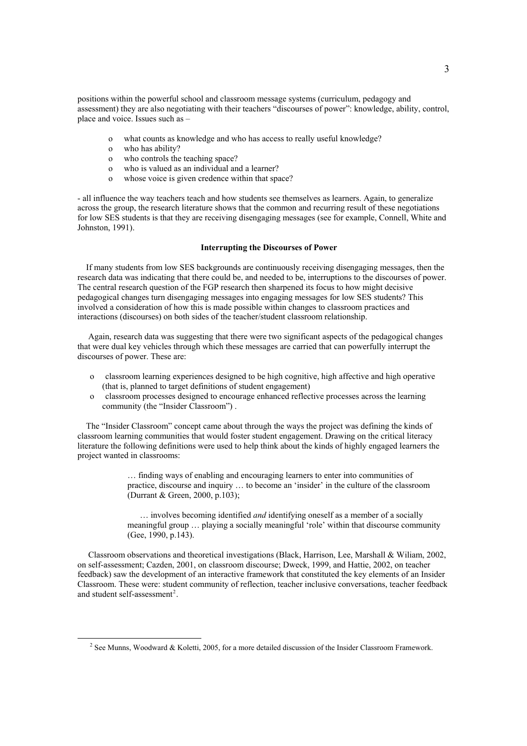positions within the powerful school and classroom message systems (curriculum, pedagogy and assessment) they are also negotiating with their teachers "discourses of power": knowledge, ability, control, place and voice. Issues such as –

- what counts as knowledge and who has access to really useful knowledge?
- who has ability?
- who controls the teaching space?
- who is valued as an individual and a learner?
- whose voice is given credence within that space?

- all influence the way teachers teach and how students see themselves as learners. Again, to generalize across the group, the research literature shows that the common and recurring result of these negotiations for low SES students is that they are receiving disengaging messages (see for example, Connell, White and Johnston, 1991).

**Interrupting the Discourses of Power**

If many students from low SES backgrounds are continuously receiving disengaging messages, then the research data was indicating that there could be, and needed to be, interruptions to the discourses of power. The central research question of the FGP research then sharpened its focus to how might decisive pedagogical changes turn disengaging messages into engaging messages for low SES students? This involved a consideration of how this is made possible within changes to classroom practices and interactions (discourses) on both sides of the teacher/student classroom relationship.

Again, research data was suggesting that there were two significant aspects of the pedagogical changes that were dual key vehicles through which these messages are carried that can powerfully interrupt the discourses of power. These are:

- classroom learning experiences designed to be high cognitive, high affective and high operative (that is, planned to target definitions of student engagement)
- classroom processes designed to encourage enhanced reflective processes across the learning community (the "Insider Classroom") .

The "Insider Classroom" concept came about through the ways the project was defining the kinds of classroom learning communities that would foster student engagement. Drawing on the critical literacy literature the following definitions were used to help think about the kinds of highly engaged learners the project wanted in classrooms:

> … finding ways of enabling and encouraging learners to enter into communities of practice, discourse and inquiry … to become an 'insider' in the culture of the classroom (Durrant & Green, 2000, p.103);

> … involves becoming identified *and* identifying oneself as a member of a socially meaningful group … playing a socially meaningful 'role' within that discourse community (Gee, 1990, p.143).

Classroom observations and theoretical investigations (Black, Harrison, Lee, Marshall & Wiliam, 2002, on self-assessment; Cazden, 2001, on classroom discourse; Dweck, 1999, and Hattie, 2002, on teacher feedback) saw the development of an interactive framework that constituted the key elements of an Insider Classroom. These were: student community of reflection, teacher inclusive conversations, teacher feedback and student self-assessment[2].

[2] See Munns, Woodward & Koletti, 2005, for a more detailed discussion of the Insider Classroom Framework.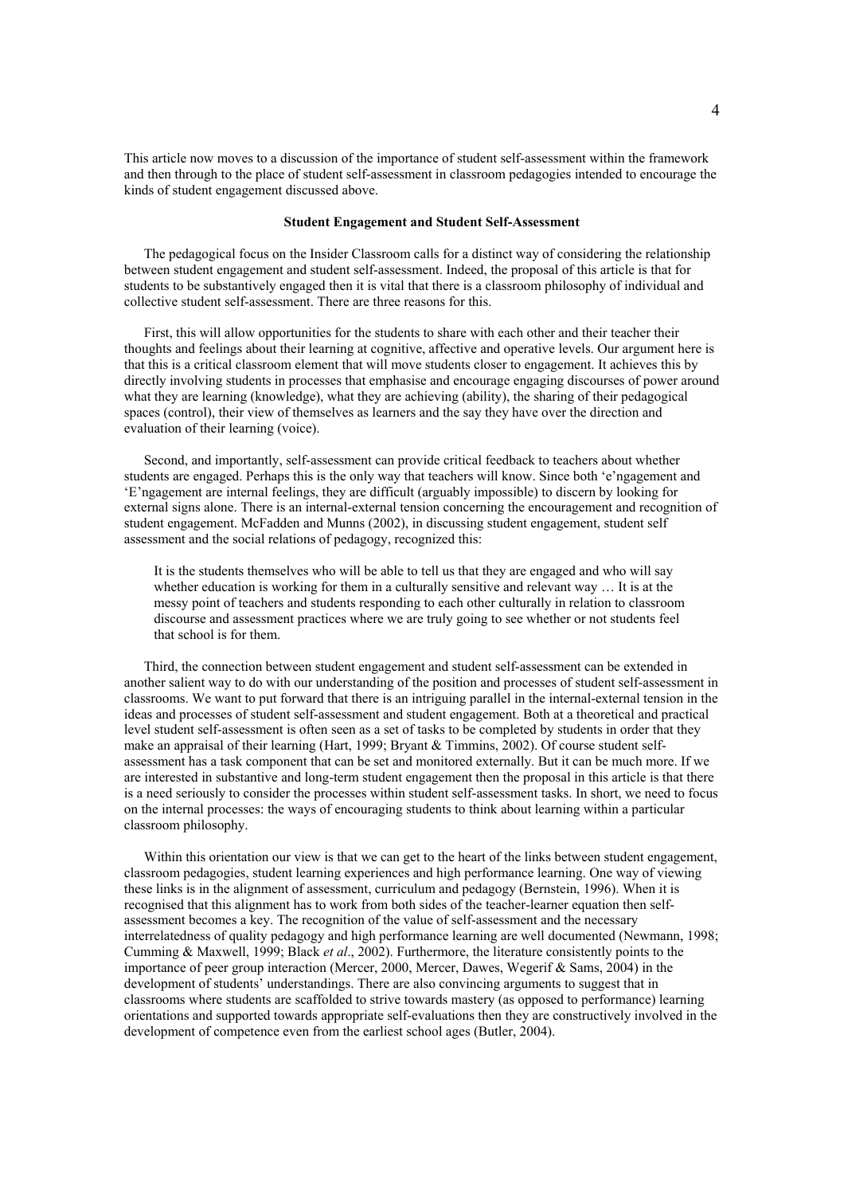This article now moves to a discussion of the importance of student self-assessment within the framework and then through to the place of student self-assessment in classroom pedagogies intended to encourage the kinds of student engagement discussed above.

## Student Engagement and Student Self-Assessment

The pedagogical focus on the Insider Classroom calls for a distinct way of considering the relationship between student engagement and student self-assessment. Indeed, the proposal of this article is that for students to be substantively engaged then it is vital that there is a classroom philosophy of individual and collective student self-assessment. There are three reasons for this.

First, this will allow opportunities for the students to share with each other and their teacher their thoughts and feelings about their learning at cognitive, affective and operative levels. Our argument here is that this is a critical classroom element that will move students closer to engagement. It achieves this by directly involving students in processes that emphasise and encourage engaging discourses of power around what they are learning (knowledge), what they are achieving (ability), the sharing of their pedagogical spaces (control), their view of themselves as learners and the say they have over the direction and evaluation of their learning (voice).

Second, and importantly, self-assessment can provide critical feedback to teachers about whether students are engaged. Perhaps this is the only way that teachers will know. Since both 'e'ngagement and 'E'ngagement are internal feelings, they are difficult (arguably impossible) to discern by looking for external signs alone. There is an internal-external tension concerning the encouragement and recognition of student engagement. McFadden and Munns (2002), in discussing student engagement, student self assessment and the social relations of pedagogy, recognized this:

> It is the students themselves who will be able to tell us that they are engaged and who will say whether education is working for them in a culturally sensitive and relevant way … It is at the messy point of teachers and students responding to each other culturally in relation to classroom discourse and assessment practices where we are truly going to see whether or not students feel that school is for them.

Third, the connection between student engagement and student self-assessment can be extended in another salient way to do with our understanding of the position and processes of student self-assessment in classrooms. We want to put forward that there is an intriguing parallel in the internal-external tension in the ideas and processes of student self-assessment and student engagement. Both at a theoretical and practical level student self-assessment is often seen as a set of tasks to be completed by students in order that they make an appraisal of their learning (Hart, 1999; Bryant & Timmins, 2002). Of course student self-assessment has a task component that can be set and monitored externally. But it can be much more. If we are interested in substantive and long-term student engagement then the proposal in this article is that there is a need seriously to consider the processes within student self-assessment tasks. In short, we need to focus on the internal processes: the ways of encouraging students to think about learning within a particular classroom philosophy.

Within this orientation our view is that we can get to the heart of the links between student engagement, classroom pedagogies, student learning experiences and high performance learning. One way of viewing these links is in the alignment of assessment, curriculum and pedagogy (Bernstein, 1996). When it is recognised that this alignment has to work from both sides of the teacher-learner equation then self-assessment becomes a key. The recognition of the value of self-assessment and the necessary interrelatedness of quality pedagogy and high performance learning are well documented (Newmann, 1998; Cumming & Maxwell, 1999; Black *et al*., 2002). Furthermore, the literature consistently points to the importance of peer group interaction (Mercer, 2000, Mercer, Dawes, Wegerif & Sams, 2004) in the development of students' understandings. There are also convincing arguments to suggest that in classrooms where students are scaffolded to strive towards mastery (as opposed to performance) learning orientations and supported towards appropriate self-evaluations then they are constructively involved in the development of competence even from the earliest school ages (Butler, 2004).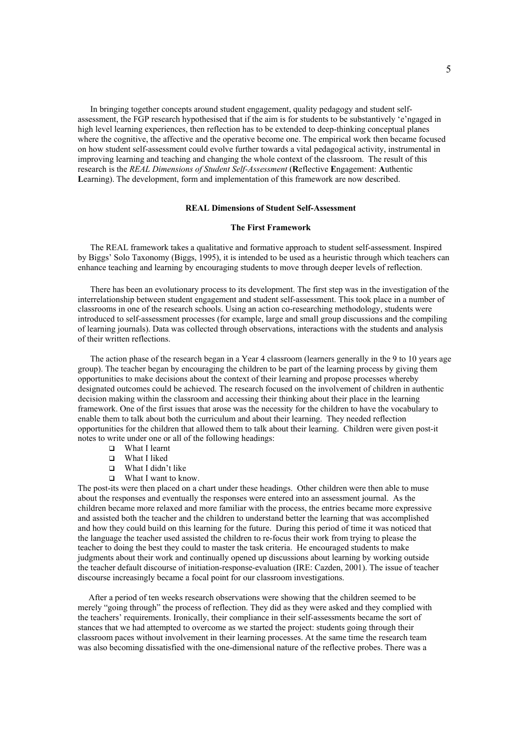In bringing together concepts around student engagement, quality pedagogy and student self-assessment, the FGP research hypothesised that if the aim is for students to be substantively 'e'ngaged in high level learning experiences, then reflection has to be extended to deep-thinking conceptual planes where the cognitive, the affective and the operative become one. The empirical work then became focused on how student self-assessment could evolve further towards a vital pedagogical activity, instrumental in improving learning and teaching and changing the whole context of the classroom. The result of this research is the *REAL Dimensions of Student Self-Assessment* (**R**eflective **E**ngagement: **A**uthentic **L**earning). The development, form and implementation of this framework are now described.

## REAL Dimensions of Student Self-Assessment

### The First Framework

The REAL framework takes a qualitative and formative approach to student self-assessment. Inspired by Biggs' Solo Taxonomy (Biggs, 1995), it is intended to be used as a heuristic through which teachers can enhance teaching and learning by encouraging students to move through deeper levels of reflection.

There has been an evolutionary process to its development. The first step was in the investigation of the interrelationship between student engagement and student self-assessment. This took place in a number of classrooms in one of the research schools. Using an action co-researching methodology, students were introduced to self-assessment processes (for example, large and small group discussions and the compiling of learning journals). Data was collected through observations, interactions with the students and analysis of their written reflections.

The action phase of the research began in a Year 4 classroom (learners generally in the 9 to 10 years age group). The teacher began by encouraging the children to be part of the learning process by giving them opportunities to make decisions about the context of their learning and propose processes whereby designated outcomes could be achieved. The research focused on the involvement of children in authentic decision making within the classroom and accessing their thinking about their place in the learning framework. One of the first issues that arose was the necessity for the children to have the vocabulary to enable them to talk about both the curriculum and about their learning. They needed reflection opportunities for the children that allowed them to talk about their learning. Children were given post-it notes to write under one or all of the following headings:

- What I learnt
- What I liked
- What I didn't like
- What I want to know.

The post-its were then placed on a chart under these headings. Other children were then able to muse about the responses and eventually the responses were entered into an assessment journal. As the children became more relaxed and more familiar with the process, the entries became more expressive and assisted both the teacher and the children to understand better the learning that was accomplished and how they could build on this learning for the future. During this period of time it was noticed that the language the teacher used assisted the children to re-focus their work from trying to please the teacher to doing the best they could to master the task criteria. He encouraged students to make judgments about their work and continually opened up discussions about learning by working outside the teacher default discourse of initiation-response-evaluation (IRE: Cazden, 2001). The issue of teacher discourse increasingly became a focal point for our classroom investigations.

After a period of ten weeks research observations were showing that the children seemed to be merely "going through" the process of reflection. They did as they were asked and they complied with the teachers' requirements. Ironically, their compliance in their self-assessments became the sort of stances that we had attempted to overcome as we started the project: students going through their classroom paces without involvement in their learning processes. At the same time the research team was also becoming dissatisfied with the one-dimensional nature of the reflective probes. There was a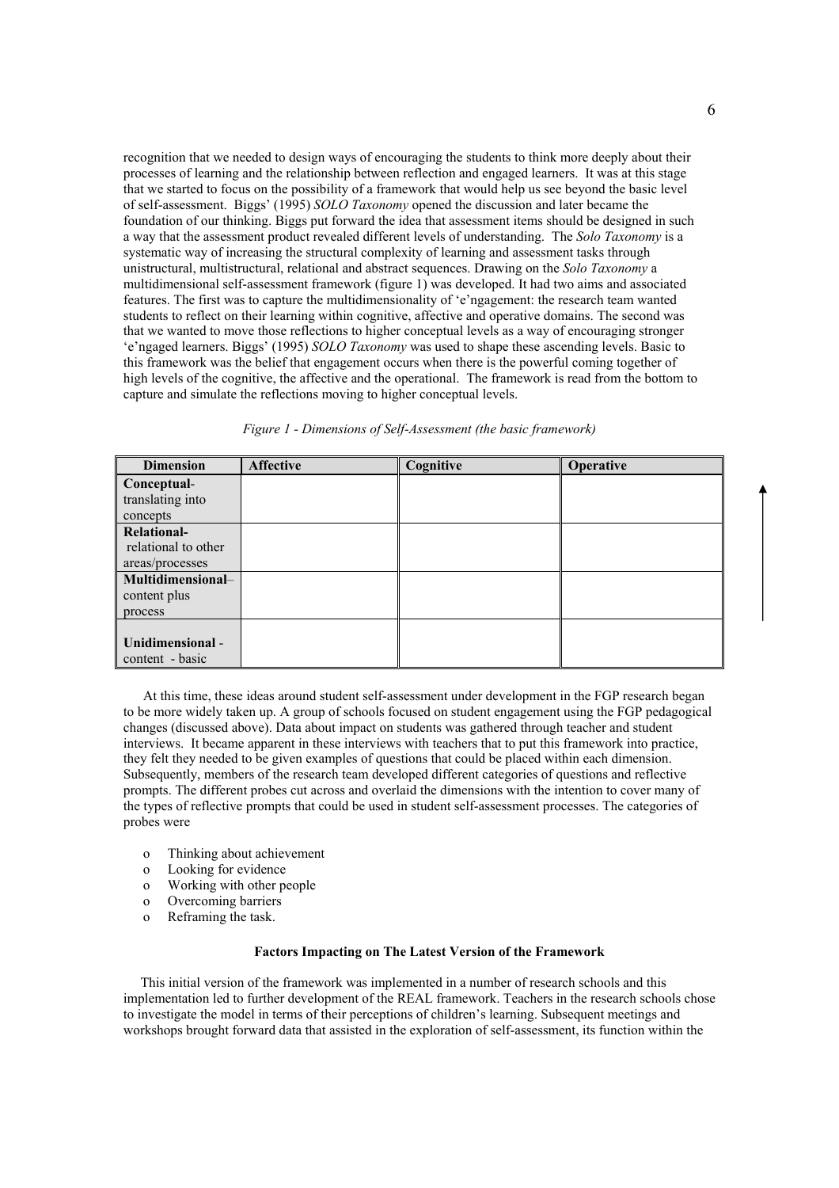recognition that we needed to design ways of encouraging the students to think more deeply about their processes of learning and the relationship between reflection and engaged learners. It was at this stage that we started to focus on the possibility of a framework that would help us see beyond the basic level of self-assessment. Biggs' (1995) *SOLO Taxonomy* opened the discussion and later became the foundation of our thinking. Biggs put forward the idea that assessment items should be designed in such a way that the assessment product revealed different levels of understanding. The *Solo Taxonomy* is a systematic way of increasing the structural complexity of learning and assessment tasks through unistructural, multistructural, relational and abstract sequences. Drawing on the *Solo Taxonomy* a multidimensional self-assessment framework (figure 1) was developed. It had two aims and associated features. The first was to capture the multidimensionality of 'e'ngagement: the research team wanted students to reflect on their learning within cognitive, affective and operative domains. The second was that we wanted to move those reflections to higher conceptual levels as a way of encouraging stronger 'e'ngaged learners. Biggs' (1995) *SOLO Taxonomy* was used to shape these ascending levels. Basic to this framework was the belief that engagement occurs when there is the powerful coming together of high levels of the cognitive, the affective and the operational. The framework is read from the bottom to capture and simulate the reflections moving to higher conceptual levels.

*Figure 1 - Dimensions of Self-Assessment (the basic framework)*

| Dimension | Affective | Cognitive | Operative |
|---|---|---|---|
| **Conceptual**- translating into concepts | | | |
| **Relational**- relational to other areas/processes | | | |
| **Multidimensional**– content plus process | | | |
| **Unidimensional** - content - basic | | | |

At this time, these ideas around student self-assessment under development in the FGP research began to be more widely taken up. A group of schools focused on student engagement using the FGP pedagogical changes (discussed above). Data about impact on students was gathered through teacher and student interviews. It became apparent in these interviews with teachers that to put this framework into practice, they felt they needed to be given examples of questions that could be placed within each dimension. Subsequently, members of the research team developed different categories of questions and reflective prompts. The different probes cut across and overlaid the dimensions with the intention to cover many of the types of reflective prompts that could be used in student self-assessment processes. The categories of probes were

- Thinking about achievement
- Looking for evidence
- Working with other people
- Overcoming barriers
- Reframing the task.

### Factors Impacting on The Latest Version of the Framework

This initial version of the framework was implemented in a number of research schools and this implementation led to further development of the REAL framework. Teachers in the research schools chose to investigate the model in terms of their perceptions of children's learning. Subsequent meetings and workshops brought forward data that assisted in the exploration of self-assessment, its function within the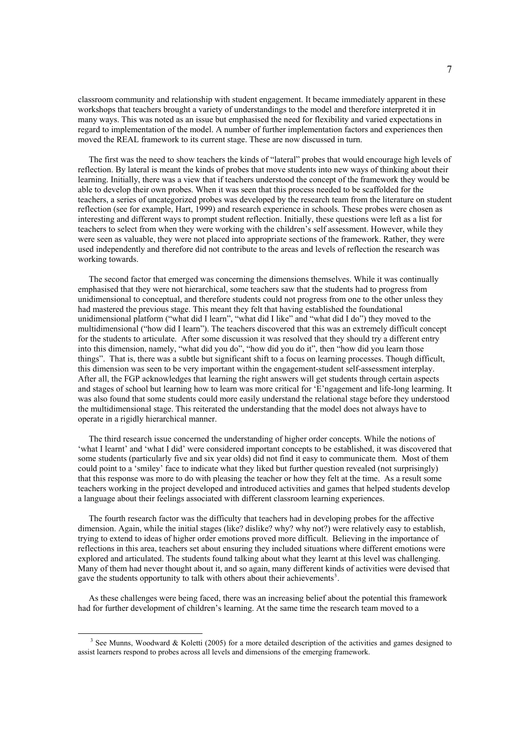classroom community and relationship with student engagement. It became immediately apparent in these workshops that teachers brought a variety of understandings to the model and therefore interpreted it in many ways. This was noted as an issue but emphasised the need for flexibility and varied expectations in regard to implementation of the model. A number of further implementation factors and experiences then moved the REAL framework to its current stage. These are now discussed in turn.

The first was the need to show teachers the kinds of "lateral" probes that would encourage high levels of reflection. By lateral is meant the kinds of probes that move students into new ways of thinking about their learning. Initially, there was a view that if teachers understood the concept of the framework they would be able to develop their own probes. When it was seen that this process needed to be scaffolded for the teachers, a series of uncategorized probes was developed by the research team from the literature on student reflection (see for example, Hart, 1999) and research experience in schools. These probes were chosen as interesting and different ways to prompt student reflection. Initially, these questions were left as a list for teachers to select from when they were working with the children's self assessment. However, while they were seen as valuable, they were not placed into appropriate sections of the framework. Rather, they were used independently and therefore did not contribute to the areas and levels of reflection the research was working towards.

The second factor that emerged was concerning the dimensions themselves. While it was continually emphasised that they were not hierarchical, some teachers saw that the students had to progress from unidimensional to conceptual, and therefore students could not progress from one to the other unless they had mastered the previous stage. This meant they felt that having established the foundational unidimensional platform ("what did I learn", "what did I like" and "what did I do") they moved to the multidimensional ("how did I learn"). The teachers discovered that this was an extremely difficult concept for the students to articulate. After some discussion it was resolved that they should try a different entry into this dimension, namely, "what did you do", "how did you do it", then "how did you learn those things". That is, there was a subtle but significant shift to a focus on learning processes. Though difficult, this dimension was seen to be very important within the engagement-student self-assessment interplay. After all, the FGP acknowledges that learning the right answers will get students through certain aspects and stages of school but learning how to learn was more critical for 'E'ngagement and life-long learning. It was also found that some students could more easily understand the relational stage before they understood the multidimensional stage. This reiterated the understanding that the model does not always have to operate in a rigidly hierarchical manner.

The third research issue concerned the understanding of higher order concepts. While the notions of 'what I learnt' and 'what I did' were considered important concepts to be established, it was discovered that some students (particularly five and six year olds) did not find it easy to communicate them. Most of them could point to a 'smiley' face to indicate what they liked but further question revealed (not surprisingly) that this response was more to do with pleasing the teacher or how they felt at the time. As a result some teachers working in the project developed and introduced activities and games that helped students develop a language about their feelings associated with different classroom learning experiences.

The fourth research factor was the difficulty that teachers had in developing probes for the affective dimension. Again, while the initial stages (like? dislike? why? why not?) were relatively easy to establish, trying to extend to ideas of higher order emotions proved more difficult. Believing in the importance of reflections in this area, teachers set about ensuring they included situations where different emotions were explored and articulated. The students found talking about what they learnt at this level was challenging. Many of them had never thought about it, and so again, many different kinds of activities were devised that gave the students opportunity to talk with others about their achievements[3].

As these challenges were being faced, there was an increasing belief about the potential this framework had for further development of children's learning. At the same time the research team moved to a

[3] See Munns, Woodward & Koletti (2005) for a more detailed description of the activities and games designed to assist learners respond to probes across all levels and dimensions of the emerging framework.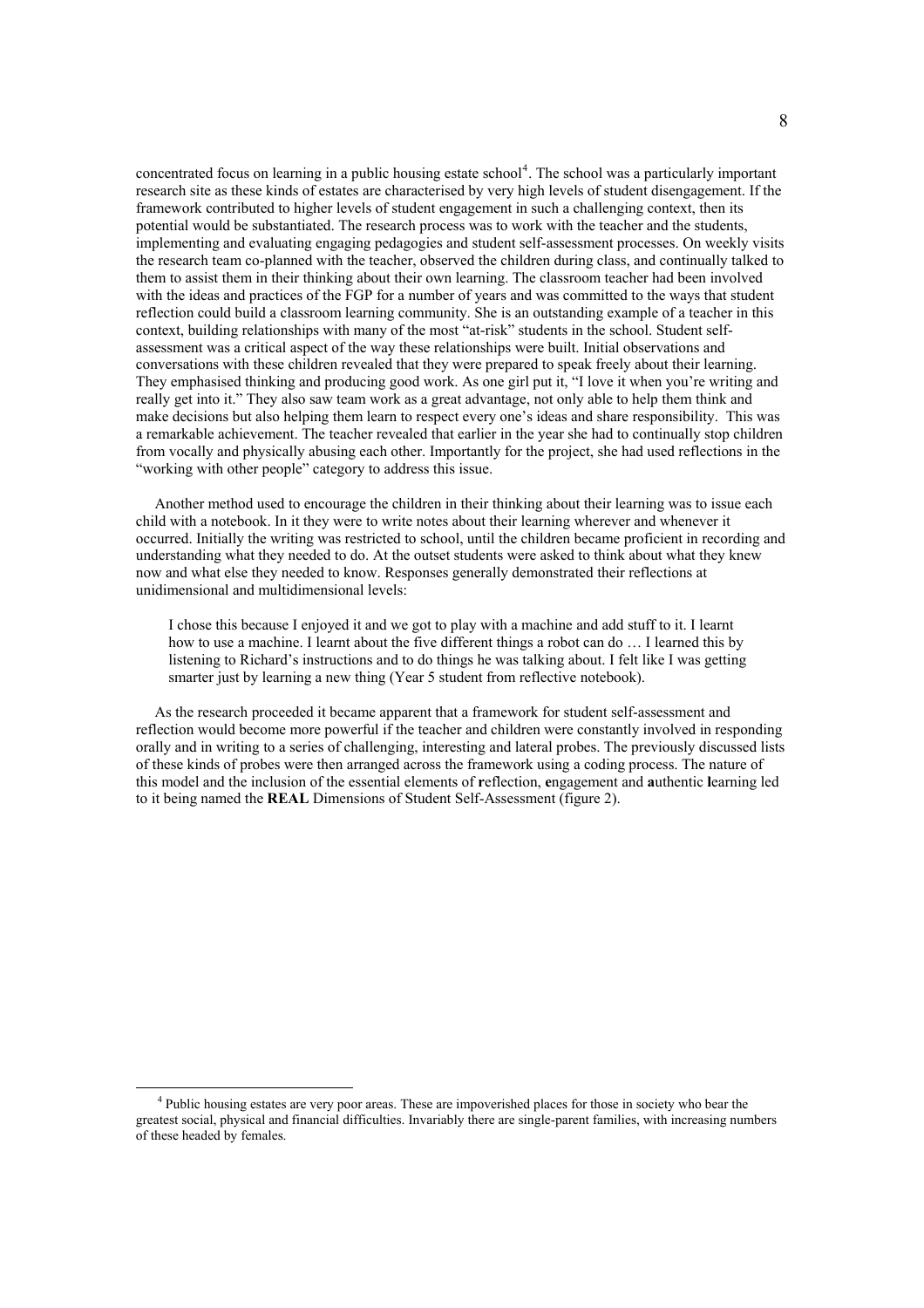concentrated focus on learning in a public housing estate school[4]. The school was a particularly important research site as these kinds of estates are characterised by very high levels of student disengagement. If the framework contributed to higher levels of student engagement in such a challenging context, then its potential would be substantiated. The research process was to work with the teacher and the students, implementing and evaluating engaging pedagogies and student self-assessment processes. On weekly visits the research team co-planned with the teacher, observed the children during class, and continually talked to them to assist them in their thinking about their own learning. The classroom teacher had been involved with the ideas and practices of the FGP for a number of years and was committed to the ways that student reflection could build a classroom learning community. She is an outstanding example of a teacher in this context, building relationships with many of the most "at-risk" students in the school. Student self-assessment was a critical aspect of the way these relationships were built. Initial observations and conversations with these children revealed that they were prepared to speak freely about their learning. They emphasised thinking and producing good work. As one girl put it, "I love it when you're writing and really get into it." They also saw team work as a great advantage, not only able to help them think and make decisions but also helping them learn to respect every one's ideas and share responsibility. This was a remarkable achievement. The teacher revealed that earlier in the year she had to continually stop children from vocally and physically abusing each other. Importantly for the project, she had used reflections in the "working with other people" category to address this issue.

Another method used to encourage the children in their thinking about their learning was to issue each child with a notebook. In it they were to write notes about their learning wherever and whenever it occurred. Initially the writing was restricted to school, until the children became proficient in recording and understanding what they needed to do. At the outset students were asked to think about what they knew now and what else they needed to know. Responses generally demonstrated their reflections at unidimensional and multidimensional levels:

> I chose this because I enjoyed it and we got to play with a machine and add stuff to it. I learnt how to use a machine. I learnt about the five different things a robot can do … I learned this by listening to Richard's instructions and to do things he was talking about. I felt like I was getting smarter just by learning a new thing (Year 5 student from reflective notebook).

As the research proceeded it became apparent that a framework for student self-assessment and reflection would become more powerful if the teacher and children were constantly involved in responding orally and in writing to a series of challenging, interesting and lateral probes. The previously discussed lists of these kinds of probes were then arranged across the framework using a coding process. The nature of this model and the inclusion of the essential elements of **r**eflection, **e**ngagement and **a**uthentic **l**earning led to it being named the **REAL** Dimensions of Student Self-Assessment (figure 2).

---

[4] Public housing estates are very poor areas. These are impoverished places for those in society who bear the greatest social, physical and financial difficulties. Invariably there are single-parent families, with increasing numbers of these headed by females.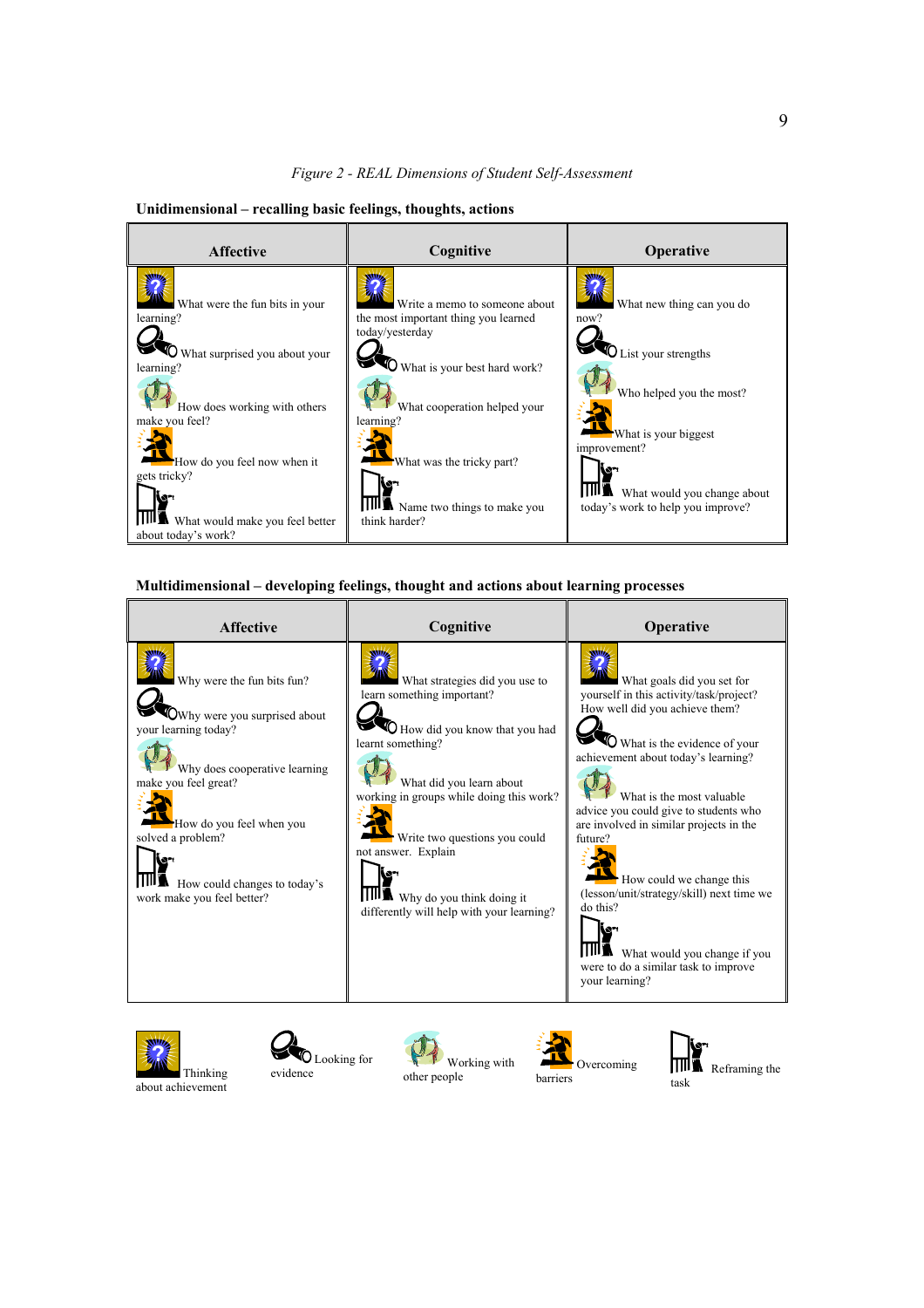*Figure 2 - REAL Dimensions of Student Self-Assessment*

**Unidimensional – recalling basic feelings, thoughts, actions**

| Affective | Cognitive | Operative |
|---|---|---|
| What were the fun bits in your learning? | Write a memo to someone about the most important thing you learned today/yesterday | What new thing can you do now? |
| What surprised you about your learning? | What is your best hard work? | List your strengths |
| How does working with others make you feel? | What cooperation helped your learning? | Who helped you the most? |
| How do you feel now when it gets tricky? | What was the tricky part? | What is your biggest improvement? |
| What would make you feel better about today's work? | Name two things to make you think harder? | What would you change about today's work to help you improve? |

**Multidimensional – developing feelings, thought and actions about learning processes**

| Affective | Cognitive | Operative |
|---|---|---|
| Why were the fun bits fun? | What strategies did you use to learn something important? | What goals did you set for yourself in this activity/task/project? How well did you achieve them? |
| Why were you surprised about your learning today? | How did you know that you had learnt something? | What is the evidence of your achievement about today's learning? |
| Why does cooperative learning make you feel great? | What did you learn about working in groups while doing this work? | What is the most valuable advice you could give to students who are involved in similar projects in the future? |
| How do you feel when you solved a problem? | Write two questions you could not answer. Explain | How could we change this (lesson/unit/strategy/skill) next time we do this? |
| How could changes to today's work make you feel better? | Why do you think doing it differently will help with your learning? | What would you change if you were to do a similar task to improve your learning? |

Thinking about achievement — Looking for evidence — Working with other people — Overcoming barriers — Reframing the task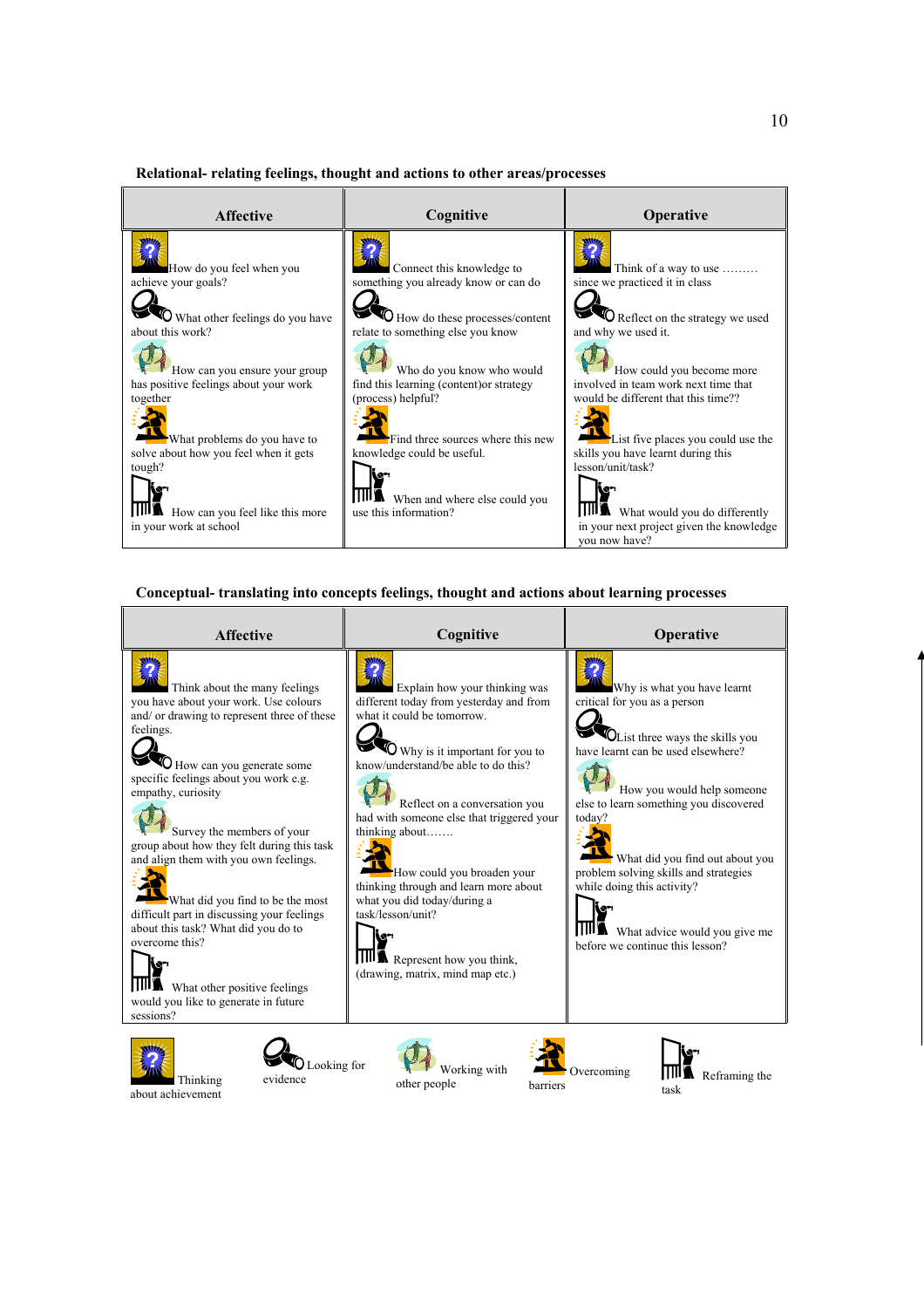**Relational- relating feelings, thought and actions to other areas/processes**

| Affective | Cognitive | Operative |
|---|---|---|
| How do you feel when you achieve your goals? | Connect this knowledge to something you already know or can do | Think of a way to use ……… since we practiced it in class |
| What other feelings do you have about this work? | How do these processes/content relate to something else you know | Reflect on the strategy we used and why we used it. |
| How can you ensure your group has positive feelings about your work together | Who do you know who would find this learning (content)or strategy (process) helpful? | How could you become more involved in team work next time that would be different that this time?? |
| What problems do you have to solve about how you feel when it gets tough? | Find three sources where this new knowledge could be useful. | List five places you could use the skills you have learnt during this lesson/unit/task? |
| How can you feel like this more in your work at school | When and where else could you use this information? | What would you do differently in your next project given the knowledge you now have? |

**Conceptual- translating into concepts feelings, thought and actions about learning processes**

| Affective | Cognitive | Operative |
|---|---|---|
| Think about the many feelings you have about your work. Use colours and/ or drawing to represent three of these feelings. | Explain how your thinking was different today from yesterday and from what it could be tomorrow. | Why is what you have learnt critical for you as a person |
| How can you generate some specific feelings about you work e.g. empathy, curiosity | Why is it important for you to know/understand/be able to do this? | List three ways the skills you have learnt can be used elsewhere? |
| Survey the members of your group about how they felt during this task and align them with you own feelings. | Reflect on a conversation you had with someone else that triggered your thinking about……. | How you would help someone else to learn something you discovered today? |
| What did you find to be the most difficult part in discussing your feelings about this task? What did you do to overcome this? | How could you broaden your thinking through and learn more about what you did today/during a task/lesson/unit? | What did you find out about you problem solving skills and strategies while doing this activity? |
| What other positive feelings would you like to generate in future sessions? | Represent how you think, (drawing, matrix, mind map etc.) | What advice would you give me before we continue this lesson? |

Thinking about achievement — Looking for evidence — Working with other people — Overcoming barriers — Reframing the task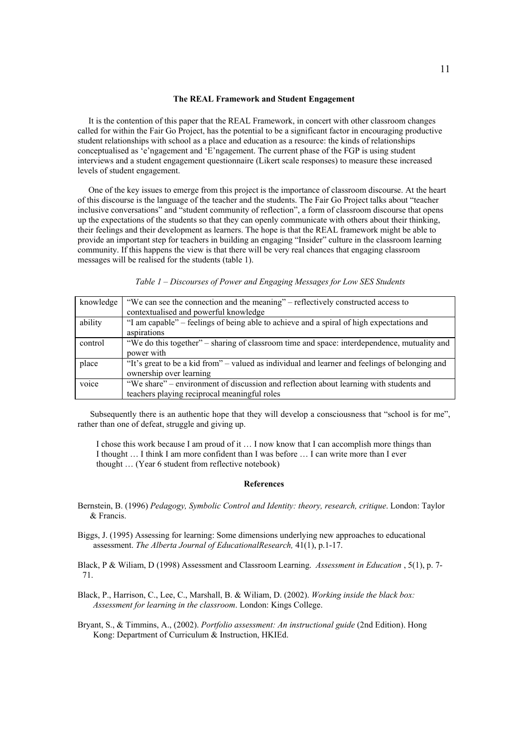### The REAL Framework and Student Engagement

It is the contention of this paper that the REAL Framework, in concert with other classroom changes called for within the Fair Go Project, has the potential to be a significant factor in encouraging productive student relationships with school as a place and education as a resource: the kinds of relationships conceptualised as 'e'ngagement and 'E'ngagement. The current phase of the FGP is using student interviews and a student engagement questionnaire (Likert scale responses) to measure these increased levels of student engagement.

One of the key issues to emerge from this project is the importance of classroom discourse. At the heart of this discourse is the language of the teacher and the students. The Fair Go Project talks about "teacher inclusive conversations" and "student community of reflection", a form of classroom discourse that opens up the expectations of the students so that they can openly communicate with others about their thinking, their feelings and their development as learners. The hope is that the REAL framework might be able to provide an important step for teachers in building an engaging "Insider" culture in the classroom learning community. If this happens the view is that there will be very real chances that engaging classroom messages will be realised for the students (table 1).

*Table 1 – Discourses of Power and Engaging Messages for Low SES Students*

| | |
|---|---|
| knowledge | "We can see the connection and the meaning" – reflectively constructed access to contextualised and powerful knowledge |
| ability | "I am capable" – feelings of being able to achieve and a spiral of high expectations and aspirations |
| control | "We do this together" – sharing of classroom time and space: interdependence, mutuality and power with |
| place | "It's great to be a kid from" – valued as individual and learner and feelings of belonging and ownership over learning |
| voice | "We share" – environment of discussion and reflection about learning with students and teachers playing reciprocal meaningful roles |

Subsequently there is an authentic hope that they will develop a consciousness that "school is for me", rather than one of defeat, struggle and giving up.

> I chose this work because I am proud of it … I now know that I can accomplish more things than I thought … I think I am more confident than I was before … I can write more than I ever thought … (Year 6 student from reflective notebook)

### References

Bernstein, B. (1996) *Pedagogy, Symbolic Control and Identity: theory, research, critique*. London: Taylor & Francis.

Biggs, J. (1995) Assessing for learning: Some dimensions underlying new approaches to educational assessment. *The Alberta Journal of EducationalResearch,* 41(1), p.1-17.

Black, P & Wiliam, D (1998) Assessment and Classroom Learning. *Assessment in Education* , 5(1), p. 7-71.

Black, P., Harrison, C., Lee, C., Marshall, B. & Wiliam, D. (2002). *Working inside the black box: Assessment for learning in the classroom*. London: Kings College.

Bryant, S., & Timmins, A., (2002). *Portfolio assessment: An instructional guide* (2nd Edition). Hong Kong: Department of Curriculum & Instruction, HKIEd.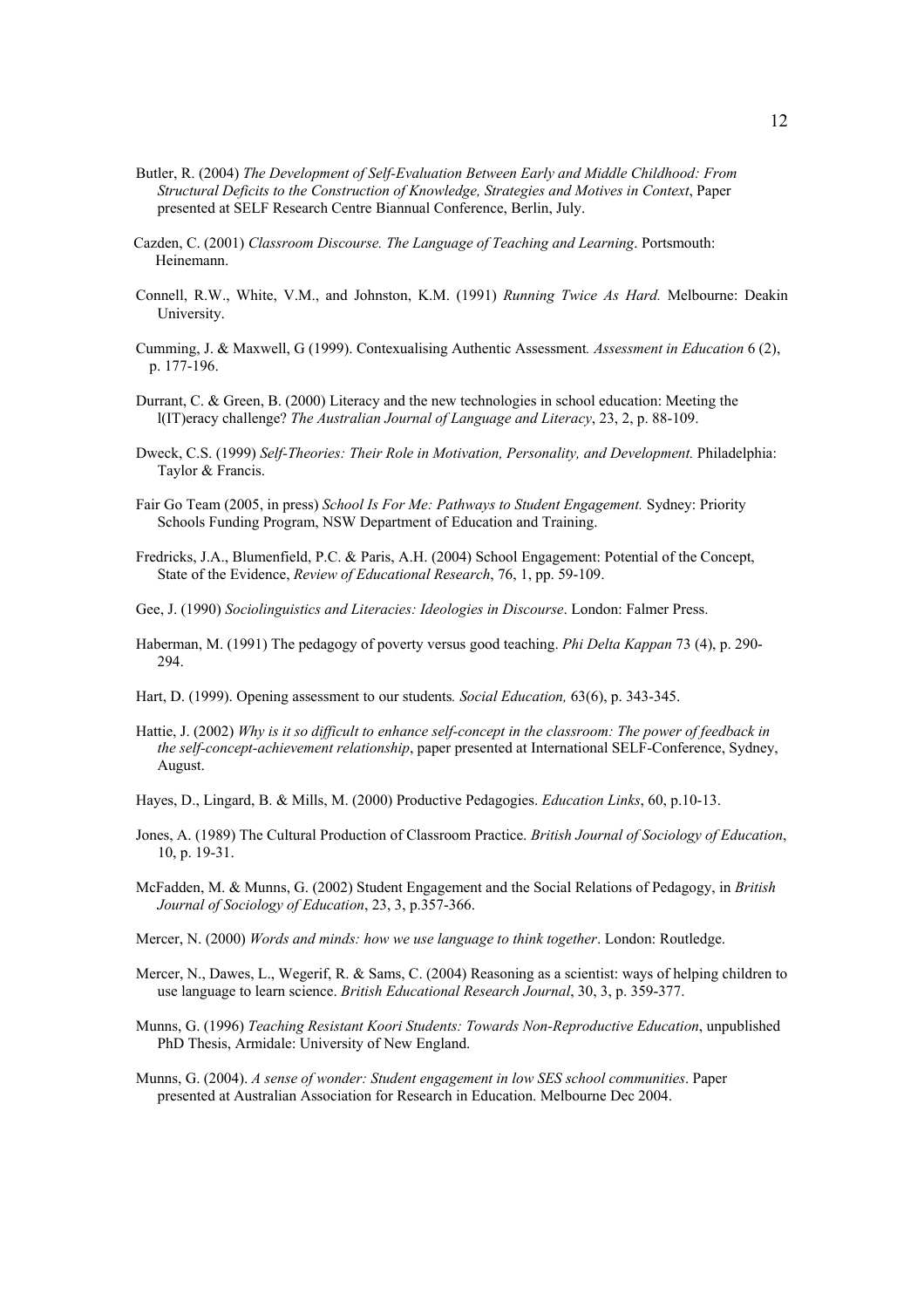Butler, R. (2004) *The Development of Self-Evaluation Between Early and Middle Childhood: From Structural Deficits to the Construction of Knowledge, Strategies and Motives in Context*, Paper presented at SELF Research Centre Biannual Conference, Berlin, July.

Cazden, C. (2001) *Classroom Discourse. The Language of Teaching and Learning*. Portsmouth: Heinemann.

Connell, R.W., White, V.M., and Johnston, K.M. (1991) *Running Twice As Hard.* Melbourne: Deakin University.

Cumming, J. & Maxwell, G (1999). Contexualising Authentic Assessment*. Assessment in Education* 6 (2), p. 177-196.

Durrant, C. & Green, B. (2000) Literacy and the new technologies in school education: Meeting the l(IT)eracy challenge? *The Australian Journal of Language and Literacy*, 23, 2, p. 88-109.

Dweck, C.S. (1999) *Self-Theories: Their Role in Motivation, Personality, and Development.* Philadelphia: Taylor & Francis.

Fair Go Team (2005, in press) *School Is For Me: Pathways to Student Engagement.* Sydney: Priority Schools Funding Program, NSW Department of Education and Training.

Fredricks, J.A., Blumenfield, P.C. & Paris, A.H. (2004) School Engagement: Potential of the Concept, State of the Evidence, *Review of Educational Research*, 76, 1, pp. 59-109.

Gee, J. (1990) *Sociolinguistics and Literacies: Ideologies in Discourse*. London: Falmer Press.

Haberman, M. (1991) The pedagogy of poverty versus good teaching. *Phi Delta Kappan* 73 (4), p. 290-294.

Hart, D. (1999). Opening assessment to our students*. Social Education,* 63(6), p. 343-345.

Hattie, J. (2002) *Why is it so difficult to enhance self-concept in the classroom: The power of feedback in the self-concept-achievement relationship*, paper presented at International SELF-Conference, Sydney, August.

Hayes, D., Lingard, B. & Mills, M. (2000) Productive Pedagogies. *Education Links*, 60, p.10-13.

Jones, A. (1989) The Cultural Production of Classroom Practice. *British Journal of Sociology of Education*, 10, p. 19-31.

McFadden, M. & Munns, G. (2002) Student Engagement and the Social Relations of Pedagogy, in *British Journal of Sociology of Education*, 23, 3, p.357-366.

Mercer, N. (2000) *Words and minds: how we use language to think together*. London: Routledge.

Mercer, N., Dawes, L., Wegerif, R. & Sams, C. (2004) Reasoning as a scientist: ways of helping children to use language to learn science. *British Educational Research Journal*, 30, 3, p. 359-377.

Munns, G. (1996) *Teaching Resistant Koori Students: Towards Non-Reproductive Education*, unpublished PhD Thesis, Armidale: University of New England.

Munns, G. (2004). *A sense of wonder: Student engagement in low SES school communities*. Paper presented at Australian Association for Research in Education. Melbourne Dec 2004.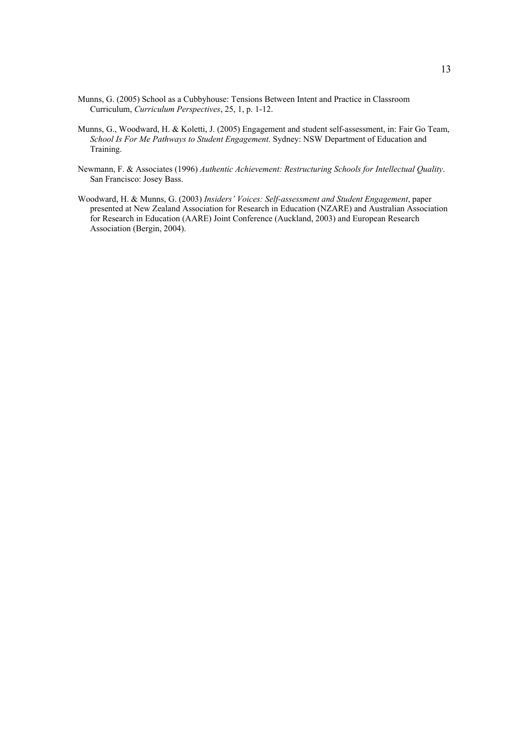Munns, G. (2005) School as a Cubbyhouse: Tensions Between Intent and Practice in Classroom Curriculum, *Curriculum Perspectives*, 25, 1, p. 1-12.

Munns, G., Woodward, H. & Koletti, J. (2005) Engagement and student self-assessment, in: Fair Go Team, *School Is For Me Pathways to Student Engagement*. Sydney: NSW Department of Education and Training.

Newmann, F. & Associates (1996) *Authentic Achievement: Restructuring Schools for Intellectual Quality*. San Francisco: Josey Bass.

Woodward, H. & Munns, G. (2003) *Insiders' Voices: Self-assessment and Student Engagement*, paper presented at New Zealand Association for Research in Education (NZARE) and Australian Association for Research in Education (AARE) Joint Conference (Auckland, 2003) and European Research Association (Bergin, 2004).